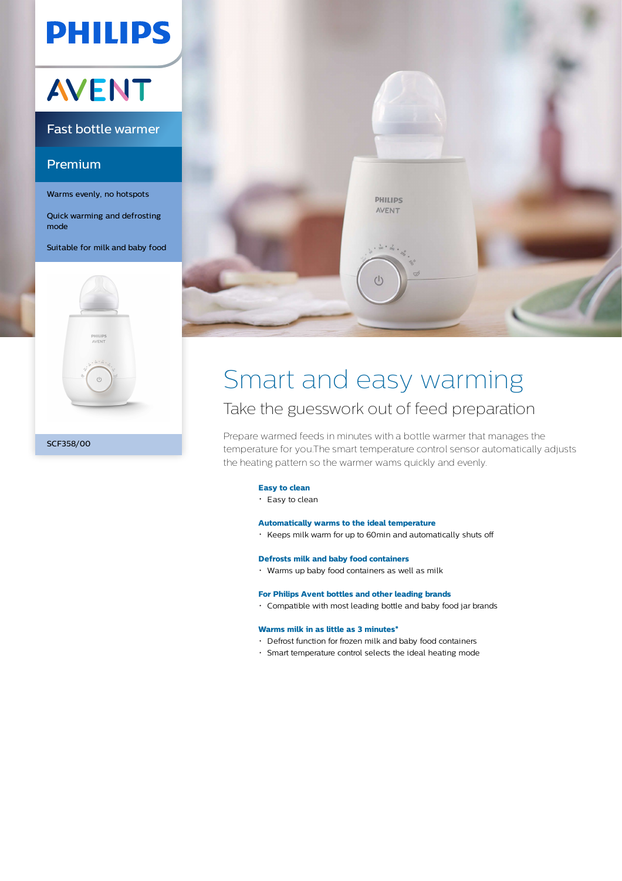PHILIPS

AVENT

Fast bottle warmer

Premium

Warms evenly, no hotspots

Quick warming and defrosting mode

Suitable for milk and baby food

SCF358/00

# Smart and easy warming

## Take the guesswork out of feed preparation

Prepare warmed feeds in minutes with a bottle warmer that manages the temperature for you.The smart temperature control sensor automatically adjusts the heating pattern so the warmer wams quickly and evenly.

**Easy to clean**

- Easy to clean

**Automatically warms to the ideal temperature**

- Keeps milk warm for up to 60min and automatically shuts off

**Defrosts milk and baby food containers**

- Warms up baby food containers as well as milk

**For Philips Avent bottles and other leading brands**

- Compatible with most leading bottle and baby food jar brands

**Warms milk in as little as 3 minutes***

- Defrost function for frozen milk and baby food containers
- Smart temperature control selects the ideal heating mode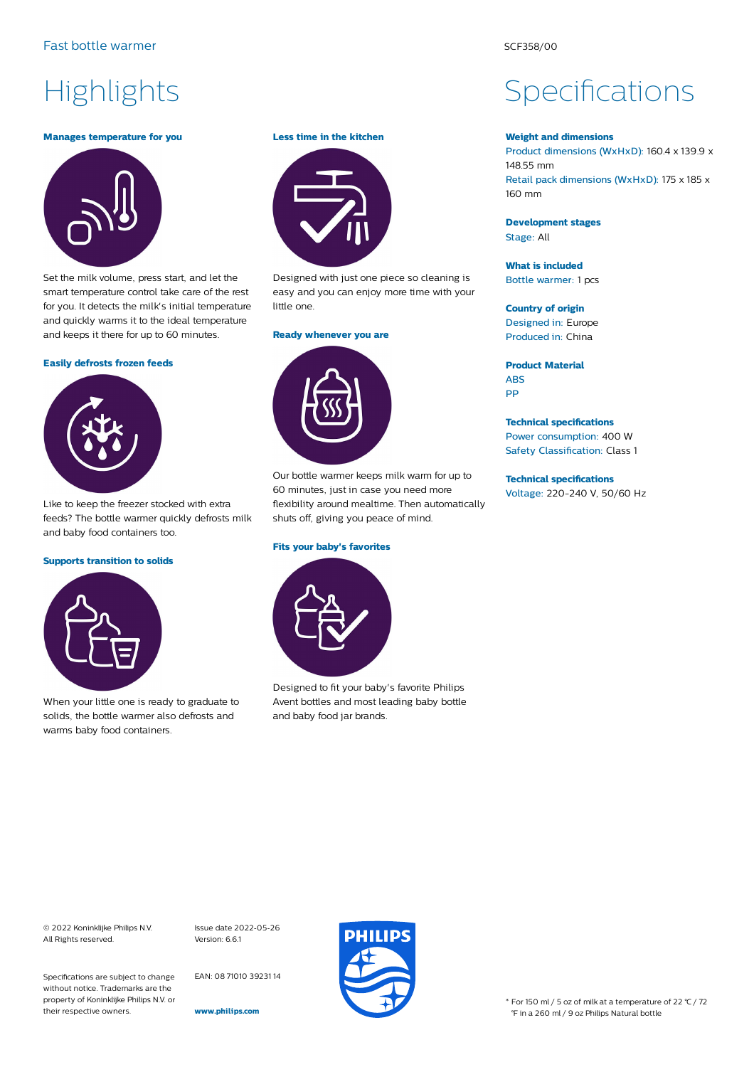Fast bottle warmer

SCF358/00

# Highlights

### Manages temperature for you

Set the milk volume, press start, and let the smart temperature control take care of the rest for you. It detects the milk's initial temperature and quickly warms it to the ideal temperature and keeps it there for up to 60 minutes.

### Easily defrosts frozen feeds

Like to keep the freezer stocked with extra feeds? The bottle warmer quickly defrosts milk and baby food containers too.

### Supports transition to solids

When your little one is ready to graduate to solids, the bottle warmer also defrosts and warms baby food containers.

### Less time in the kitchen

Designed with just one piece so cleaning is easy and you can enjoy more time with your little one.

### Ready whenever you are

Our bottle warmer keeps milk warm for up to 60 minutes, just in case you need more flexibility around mealtime. Then automatically shuts off, giving you peace of mind.

### Fits your baby's favorites

Designed to fit your baby's favorite Philips Avent bottles and most leading baby bottle and baby food jar brands.

# Specifications

### Weight and dimensions

- Product dimensions (WxHxD): 160.4 x 139.9 x 148.55 mm
- Retail pack dimensions (WxHxD): 175 x 185 x 160 mm

### Development stages

- Stage: All

### What is included

- Bottle warmer: 1 pcs

### Country of origin

- Designed in: Europe
- Produced in: China

### Product Material

- ABS
- PP

### Technical specifications

- Power consumption: 400 W
- Safety Classification: Class 1

### Technical specifications

- Voltage: 220-240 V, 50/60 Hz

\* For 150 ml / 5 oz of milk at a temperature of 22 °C / 72 °F in a 260 ml / 9 oz Philips Natural bottle

© 2022 Koninklijke Philips N.V.
All Rights reserved.

Specifications are subject to change without notice. Trademarks are the property of Koninklijke Philips N.V. or their respective owners.

Issue date 2022-05-26
Version: 6.6.1

EAN: 08 71010 39231 14

www.philips.com